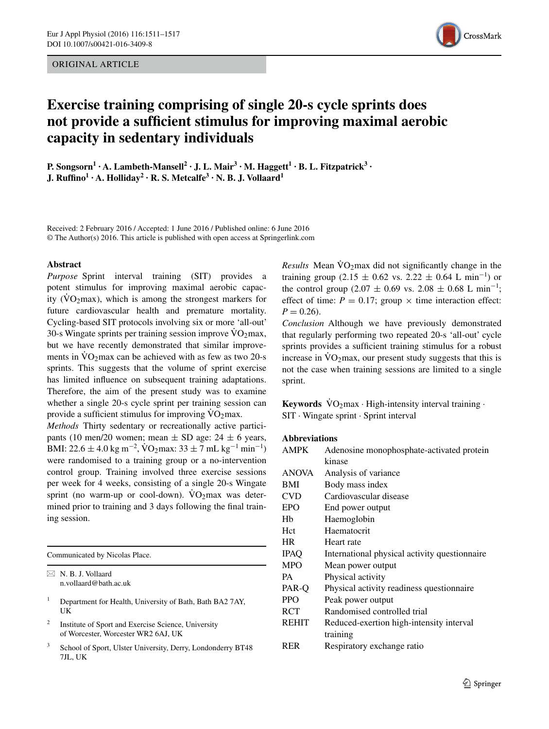ORIGINAL ARTICLE

# Exercise training comprising of single 20-s cycle sprints does not provide a sufficient stimulus for improving maximal aerobic capacity in sedentary individuals

**P. Songsorn[1] · A. Lambeth-Mansell[2] · J. L. Mair[3] · M. Haggett[1] · B. L. Fitzpatrick[3] · J. Ruffino[1] · A. Holliday[2] · R. S. Metcalfe[3] · N. B. J. Vollaard[1]**

Received: 2 February 2016 / Accepted: 1 June 2016 / Published online: 6 June 2016
© The Author(s) 2016. This article is published with open access at Springerlink.com

**Abstract**

*Purpose* Sprint interval training (SIT) provides a potent stimulus for improving maximal aerobic capacity ($\dot{V}O_2$max), which is among the strongest markers for future cardiovascular health and premature mortality. Cycling-based SIT protocols involving six or more 'all-out' 30-s Wingate sprints per training session improve $\dot{V}O_2$max, but we have recently demonstrated that similar improvements in $\dot{V}O_2$max can be achieved with as few as two 20-s sprints. This suggests that the volume of sprint exercise has limited influence on subsequent training adaptations. Therefore, the aim of the present study was to examine whether a single 20-s cycle sprint per training session can provide a sufficient stimulus for improving $\dot{V}O_2$max.

*Methods* Thirty sedentary or recreationally active participants (10 men/20 women; mean ± SD age: 24 ± 6 years, BMI: 22.6 ± 4.0 kg m$^{-2}$, $\dot{V}O_2$max: 33 ± 7 mL kg$^{-1}$ min$^{-1}$) were randomised to a training group or a no-intervention control group. Training involved three exercise sessions per week for 4 weeks, consisting of a single 20-s Wingate sprint (no warm-up or cool-down). $\dot{V}O_2$max was determined prior to training and 3 days following the final training session.

*Results* Mean $\dot{V}O_2$max did not significantly change in the training group (2.15 ± 0.62 vs. 2.22 ± 0.64 L min$^{-1}$) or the control group (2.07 ± 0.69 vs. 2.08 ± 0.68 L min$^{-1}$; effect of time: $P = 0.17$; group × time interaction effect: $P = 0.26$).

*Conclusion* Although we have previously demonstrated that regularly performing two repeated 20-s 'all-out' cycle sprints provides a sufficient training stimulus for a robust increase in $\dot{V}O_2$max, our present study suggests that this is not the case when training sessions are limited to a single sprint.

**Keywords** $\dot{V}O_2$max · High-intensity interval training · SIT · Wingate sprint · Sprint interval

**Abbreviations**

| | |
|---|---|
| AMPK | Adenosine monophosphate-activated protein kinase |
| ANOVA | Analysis of variance |
| BMI | Body mass index |
| CVD | Cardiovascular disease |
| EPO | End power output |
| Hb | Haemoglobin |
| Hct | Haematocrit |
| HR | Heart rate |
| IPAQ | International physical activity questionnaire |
| MPO | Mean power output |
| PA | Physical activity |
| PAR-Q | Physical activity readiness questionnaire |
| PPO | Peak power output |
| RCT | Randomised controlled trial |
| REHIT | Reduced-exertion high-intensity interval training |
| RER | Respiratory exchange ratio |

Communicated by Nicolas Place.

✉ N. B. J. Vollaard
n.vollaard@bath.ac.uk

[1] Department for Health, University of Bath, Bath BA2 7AY, UK

[2] Institute of Sport and Exercise Science, University of Worcester, Worcester WR2 6AJ, UK

[3] School of Sport, Ulster University, Derry, Londonderry BT48 7JL, UK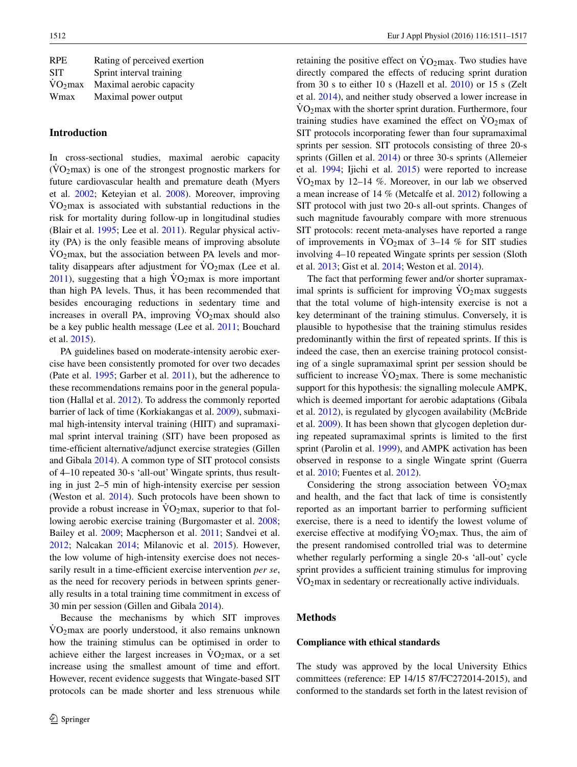| | |
|---|---|
| RPE | Rating of perceived exertion |
| SIT | Sprint interval training |
| $\dot{V}O_2max$ | Maximal aerobic capacity |
| Wmax | Maximal power output |

## Introduction

In cross-sectional studies, maximal aerobic capacity ($\dot{V}O_2max$) is one of the strongest prognostic markers for future cardiovascular health and premature death (Myers et al. 2002; Keteyian et al. 2008). Moreover, improving $\dot{V}O_2max$ is associated with substantial reductions in the risk for mortality during follow-up in longitudinal studies (Blair et al. 1995; Lee et al. 2011). Regular physical activity (PA) is the only feasible means of improving absolute $\dot{V}O_2max$, but the association between PA levels and mortality disappears after adjustment for $\dot{V}O_2max$ (Lee et al. 2011), suggesting that a high $\dot{V}O_2max$ is more important than high PA levels. Thus, it has been recommended that besides encouraging reductions in sedentary time and increases in overall PA, improving $\dot{V}O_2max$ should also be a key public health message (Lee et al. 2011; Bouchard et al. 2015).

PA guidelines based on moderate-intensity aerobic exercise have been consistently promoted for over two decades (Pate et al. 1995; Garber et al. 2011), but the adherence to these recommendations remains poor in the general population (Hallal et al. 2012). To address the commonly reported barrier of lack of time (Korkiakangas et al. 2009), submaximal high-intensity interval training (HIIT) and supramaximal sprint interval training (SIT) have been proposed as time-efficient alternative/adjunct exercise strategies (Gillen and Gibala 2014). A common type of SIT protocol consists of 4–10 repeated 30-s 'all-out' Wingate sprints, thus resulting in just 2–5 min of high-intensity exercise per session (Weston et al. 2014). Such protocols have been shown to provide a robust increase in $\dot{V}O_2max$, superior to that following aerobic exercise training (Burgomaster et al. 2008; Bailey et al. 2009; Macpherson et al. 2011; Sandvei et al. 2012; Nalcakan 2014; Milanovic et al. 2015). However, the low volume of high-intensity exercise does not necessarily result in a time-efficient exercise intervention *per se*, as the need for recovery periods in between sprints generally results in a total training time commitment in excess of 30 min per session (Gillen and Gibala 2014).

Because the mechanisms by which SIT improves $\dot{V}O_2max$ are poorly understood, it also remains unknown how the training stimulus can be optimised in order to achieve either the largest increases in $\dot{V}O_2max$, or a set increase using the smallest amount of time and effort. However, recent evidence suggests that Wingate-based SIT protocols can be made shorter and less strenuous while retaining the positive effect on $\dot{V}O_2max$. Two studies have directly compared the effects of reducing sprint duration from 30 s to either 10 s (Hazell et al. 2010) or 15 s (Zelt et al. 2014), and neither study observed a lower increase in $\dot{V}O_2max$ with the shorter sprint duration. Furthermore, four training studies have examined the effect on $\dot{V}O_2max$ of SIT protocols incorporating fewer than four supramaximal sprints per session. SIT protocols consisting of three 20-s sprints (Gillen et al. 2014) or three 30-s sprints (Allemeier et al. 1994; Ijichi et al. 2015) were reported to increase $\dot{V}O_2max$ by 12–14 %. Moreover, in our lab we observed a mean increase of 14 % (Metcalfe et al. 2012) following a SIT protocol with just two 20-s all-out sprints. Changes of such magnitude favourably compare with more strenuous SIT protocols: recent meta-analyses have reported a range of improvements in $\dot{V}O_2max$ of 3–14 % for SIT studies involving 4–10 repeated Wingate sprints per session (Sloth et al. 2013; Gist et al. 2014; Weston et al. 2014).

The fact that performing fewer and/or shorter supramaximal sprints is sufficient for improving $\dot{V}O_2max$ suggests that the total volume of high-intensity exercise is not a key determinant of the training stimulus. Conversely, it is plausible to hypothesise that the training stimulus resides predominantly within the first of repeated sprints. If this is indeed the case, then an exercise training protocol consisting of a single supramaximal sprint per session should be sufficient to increase $\dot{V}O_2max$. There is some mechanistic support for this hypothesis: the signalling molecule AMPK, which is deemed important for aerobic adaptations (Gibala et al. 2012), is regulated by glycogen availability (McBride et al. 2009). It has been shown that glycogen depletion during repeated supramaximal sprints is limited to the first sprint (Parolin et al. 1999), and AMPK activation has been observed in response to a single Wingate sprint (Guerra et al. 2010; Fuentes et al. 2012).

Considering the strong association between $\dot{V}O_2max$ and health, and the fact that lack of time is consistently reported as an important barrier to performing sufficient exercise, there is a need to identify the lowest volume of exercise effective at modifying $\dot{V}O_2max$. Thus, the aim of the present randomised controlled trial was to determine whether regularly performing a single 20-s 'all-out' cycle sprint provides a sufficient training stimulus for improving $\dot{V}O_2max$ in sedentary or recreationally active individuals.

## Methods

### Compliance with ethical standards

The study was approved by the local University Ethics committees (reference: EP 14/15 87/FC272014-2015), and conformed to the standards set forth in the latest revision of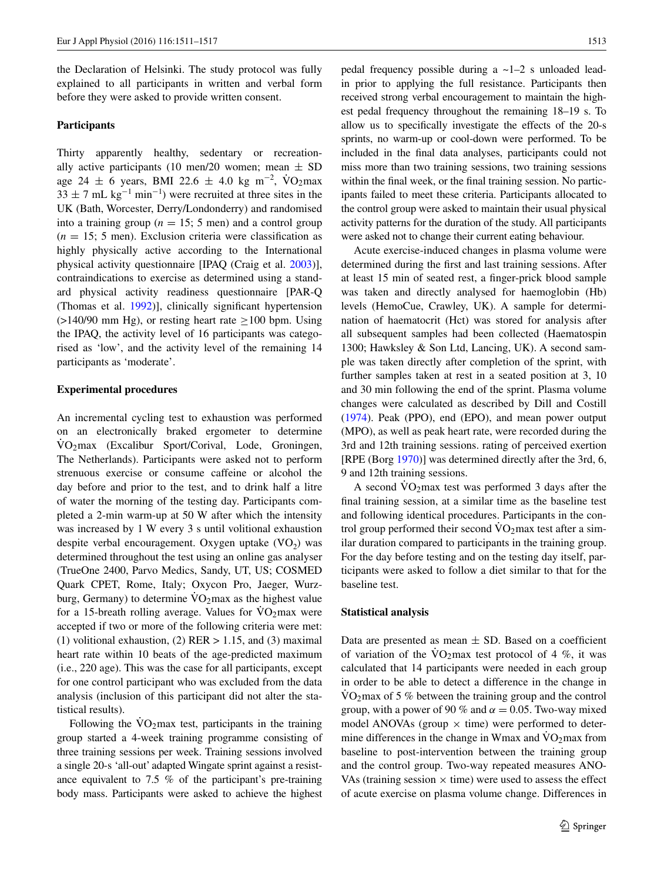the Declaration of Helsinki. The study protocol was fully explained to all participants in written and verbal form before they were asked to provide written consent.

### Participants

Thirty apparently healthy, sedentary or recreationally active participants (10 men/20 women; mean ± SD age 24 ± 6 years, BMI 22.6 ± 4.0 kg $m^{-2}$, $\dot{V}O_2$max 33 ± 7 mL $kg^{-1}$ $min^{-1}$) were recruited at three sites in the UK (Bath, Worcester, Derry/Londonderry) and randomised into a training group ($n = 15$; 5 men) and a control group ($n = 15$; 5 men). Exclusion criteria were classification as highly physically active according to the International physical activity questionnaire [IPAQ (Craig et al. 2003)], contraindications to exercise as determined using a standard physical activity readiness questionnaire [PAR-Q (Thomas et al. 1992)], clinically significant hypertension (>140/90 mm Hg), or resting heart rate ≥100 bpm. Using the IPAQ, the activity level of 16 participants was categorised as 'low', and the activity level of the remaining 14 participants as 'moderate'.

### Experimental procedures

An incremental cycling test to exhaustion was performed on an electronically braked ergometer to determine $\dot{V}O_2$max (Excalibur Sport/Corival, Lode, Groningen, The Netherlands). Participants were asked not to perform strenuous exercise or consume caffeine or alcohol the day before and prior to the test, and to drink half a litre of water the morning of the testing day. Participants completed a 2-min warm-up at 50 W after which the intensity was increased by 1 W every 3 s until volitional exhaustion despite verbal encouragement. Oxygen uptake ($VO_2$) was determined throughout the test using an online gas analyser (TrueOne 2400, Parvo Medics, Sandy, UT, US; COSMED Quark CPET, Rome, Italy; Oxycon Pro, Jaeger, Wurzburg, Germany) to determine $\dot{V}O_2$max as the highest value for a 15-breath rolling average. Values for $\dot{V}O_2$max were accepted if two or more of the following criteria were met: (1) volitional exhaustion, (2) RER > 1.15, and (3) maximal heart rate within 10 beats of the age-predicted maximum (i.e., 220 age). This was the case for all participants, except for one control participant who was excluded from the data analysis (inclusion of this participant did not alter the statistical results).

Following the $\dot{V}O_2$max test, participants in the training group started a 4-week training programme consisting of three training sessions per week. Training sessions involved a single 20-s 'all-out' adapted Wingate sprint against a resistance equivalent to 7.5 % of the participant's pre-training body mass. Participants were asked to achieve the highest pedal frequency possible during a ~1–2 s unloaded lead-in prior to applying the full resistance. Participants then received strong verbal encouragement to maintain the highest pedal frequency throughout the remaining 18–19 s. To allow us to specifically investigate the effects of the 20-s sprints, no warm-up or cool-down were performed. To be included in the final data analyses, participants could not miss more than two training sessions, two training sessions within the final week, or the final training session. No participants failed to meet these criteria. Participants allocated to the control group were asked to maintain their usual physical activity patterns for the duration of the study. All participants were asked not to change their current eating behaviour.

Acute exercise-induced changes in plasma volume were determined during the first and last training sessions. After at least 15 min of seated rest, a finger-prick blood sample was taken and directly analysed for haemoglobin (Hb) levels (HemoCue, Crawley, UK). A sample for determination of haematocrit (Hct) was stored for analysis after all subsequent samples had been collected (Haematospin 1300; Hawksley & Son Ltd, Lancing, UK). A second sample was taken directly after completion of the sprint, with further samples taken at rest in a seated position at 3, 10 and 30 min following the end of the sprint. Plasma volume changes were calculated as described by Dill and Costill (1974). Peak (PPO), end (EPO), and mean power output (MPO), as well as peak heart rate, were recorded during the 3rd and 12th training sessions. rating of perceived exertion [RPE (Borg 1970)] was determined directly after the 3rd, 6, 9 and 12th training sessions.

A second $\dot{V}O_2$max test was performed 3 days after the final training session, at a similar time as the baseline test and following identical procedures. Participants in the control group performed their second $\dot{V}O_2$max test after a similar duration compared to participants in the training group. For the day before testing and on the testing day itself, participants were asked to follow a diet similar to that for the baseline test.

### Statistical analysis

Data are presented as mean ± SD. Based on a coefficient of variation of the $\dot{V}O_2$max test protocol of 4 %, it was calculated that 14 participants were needed in each group in order to be able to detect a difference in the change in $\dot{V}O_2$max of 5 % between the training group and the control group, with a power of 90 % and $\alpha = 0.05$. Two-way mixed model ANOVAs (group × time) were performed to determine differences in the change in Wmax and $\dot{V}O_2$max from baseline to post-intervention between the training group and the control group. Two-way repeated measures ANOVAs (training session × time) were used to assess the effect of acute exercise on plasma volume change. Differences in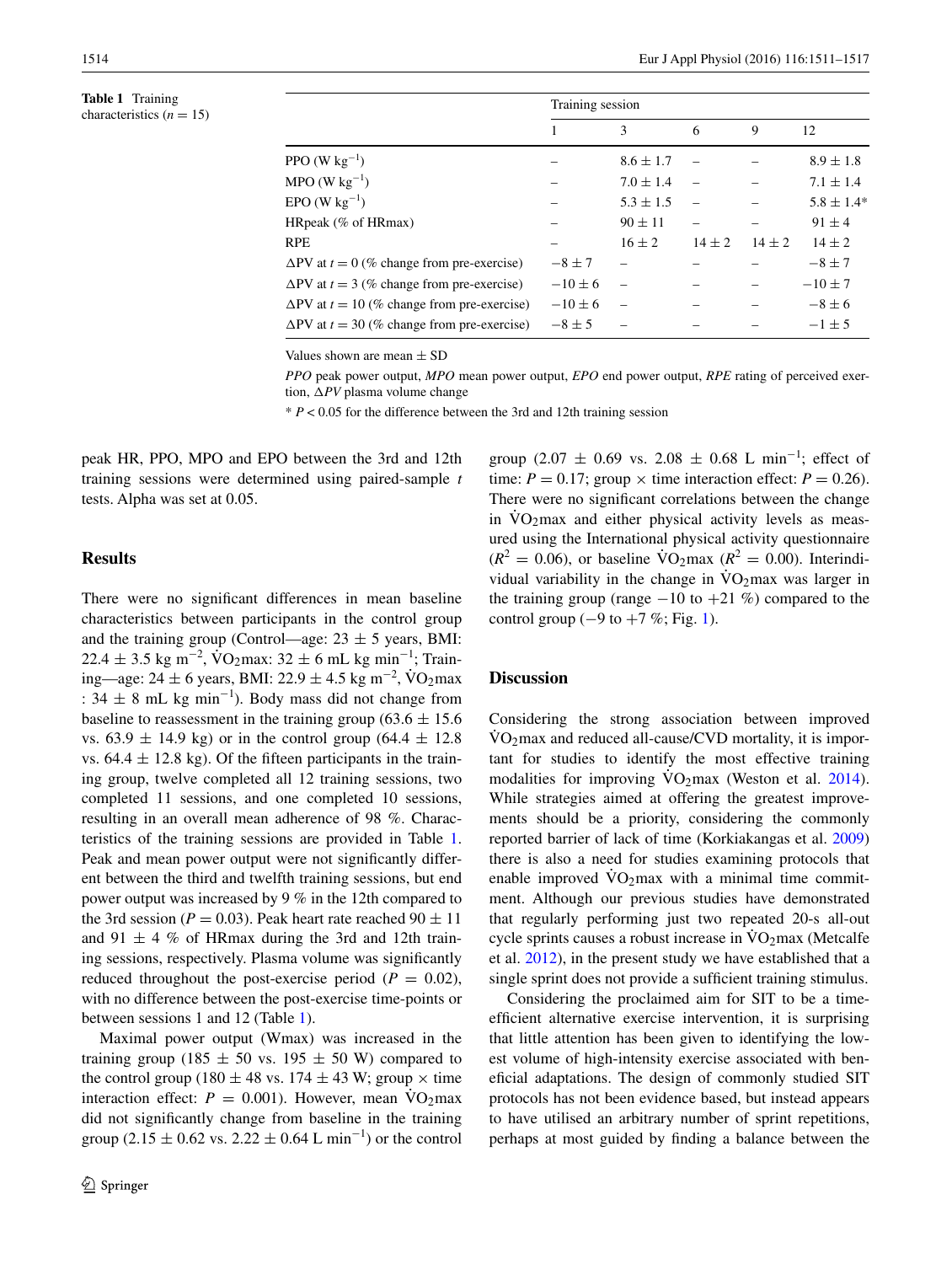**Table 1** Training characteristics ($n = 15$)

| | Training session | | | | |
|---|---|---|---|---|---|
| | 1 | 3 | 6 | 9 | 12 |
| PPO (W kg$^{-1}$) | – | 8.6 ± 1.7 | – | – | 8.9 ± 1.8 |
| MPO (W kg$^{-1}$) | – | 7.0 ± 1.4 | – | – | 7.1 ± 1.4 |
| EPO (W kg$^{-1}$) | – | 5.3 ± 1.5 | – | – | 5.8 ± 1.4* |
| HRpeak (% of HRmax) | – | 90 ± 11 | – | – | 91 ± 4 |
| RPE | – | 16 ± 2 | 14 ± 2 | 14 ± 2 | 14 ± 2 |
| ΔPV at $t = 0$ (% change from pre-exercise) | −8 ± 7 | – | – | – | −8 ± 7 |
| ΔPV at $t = 3$ (% change from pre-exercise) | −10 ± 6 | – | – | – | −10 ± 7 |
| ΔPV at $t = 10$ (% change from pre-exercise) | −10 ± 6 | – | – | – | −8 ± 6 |
| ΔPV at $t = 30$ (% change from pre-exercise) | −8 ± 5 | – | – | – | −1 ± 5 |

Values shown are mean ± SD

*PPO* peak power output, *MPO* mean power output, *EPO* end power output, *RPE* rating of perceived exertion, *ΔPV* plasma volume change

* $P < 0.05$ for the difference between the 3rd and 12th training session

peak HR, PPO, MPO and EPO between the 3rd and 12th training sessions were determined using paired-sample *t* tests. Alpha was set at 0.05.

## Results

There were no significant differences in mean baseline characteristics between participants in the control group and the training group (Control—age: 23 ± 5 years, BMI: 22.4 ± 3.5 kg m$^{-2}$, $\dot{V}O_2$max: 32 ± 6 mL kg min$^{-1}$; Training—age: 24 ± 6 years, BMI: 22.9 ± 4.5 kg m$^{-2}$, $\dot{V}O_2$max : 34 ± 8 mL kg min$^{-1}$). Body mass did not change from baseline to reassessment in the training group (63.6 ± 15.6 vs. 63.9 ± 14.9 kg) or in the control group (64.4 ± 12.8 vs. 64.4 ± 12.8 kg). Of the fifteen participants in the training group, twelve completed all 12 training sessions, two completed 11 sessions, and one completed 10 sessions, resulting in an overall mean adherence of 98 %. Characteristics of the training sessions are provided in Table 1. Peak and mean power output were not significantly different between the third and twelfth training sessions, but end power output was increased by 9 % in the 12th compared to the 3rd session ($P = 0.03$). Peak heart rate reached 90 ± 11 and 91 ± 4 % of HRmax during the 3rd and 12th training sessions, respectively. Plasma volume was significantly reduced throughout the post-exercise period ($P = 0.02$), with no difference between the post-exercise time-points or between sessions 1 and 12 (Table 1).

Maximal power output (Wmax) was increased in the training group (185 ± 50 vs. 195 ± 50 W) compared to the control group (180 ± 48 vs. 174 ± 43 W; group × time interaction effect: $P = 0.001$). However, mean $\dot{V}O_2$max did not significantly change from baseline in the training group (2.15 ± 0.62 vs. 2.22 ± 0.64 L min$^{-1}$) or the control group (2.07 ± 0.69 vs. 2.08 ± 0.68 L min$^{-1}$; effect of time: $P = 0.17$; group × time interaction effect: $P = 0.26$). There were no significant correlations between the change in $\dot{V}O_2$max and either physical activity levels as measured using the International physical activity questionnaire ($R^2 = 0.06$), or baseline $\dot{V}O_2$max ($R^2 = 0.00$). Interindividual variability in the change in $\dot{V}O_2$max was larger in the training group (range −10 to +21 %) compared to the control group (−9 to +7 %; Fig. 1).

## Discussion

Considering the strong association between improved $\dot{V}O_2$max and reduced all-cause/CVD mortality, it is important for studies to identify the most effective training modalities for improving $\dot{V}O_2$max (Weston et al. 2014). While strategies aimed at offering the greatest improvements should be a priority, considering the commonly reported barrier of lack of time (Korkiakangas et al. 2009) there is also a need for studies examining protocols that enable improved $\dot{V}O_2$max with a minimal time commitment. Although our previous studies have demonstrated that regularly performing just two repeated 20-s all-out cycle sprints causes a robust increase in $\dot{V}O_2$max (Metcalfe et al. 2012), in the present study we have established that a single sprint does not provide a sufficient training stimulus.

Considering the proclaimed aim for SIT to be a time-efficient alternative exercise intervention, it is surprising that little attention has been given to identifying the lowest volume of high-intensity exercise associated with beneficial adaptations. The design of commonly studied SIT protocols has not been evidence based, but instead appears to have utilised an arbitrary number of sprint repetitions, perhaps at most guided by finding a balance between the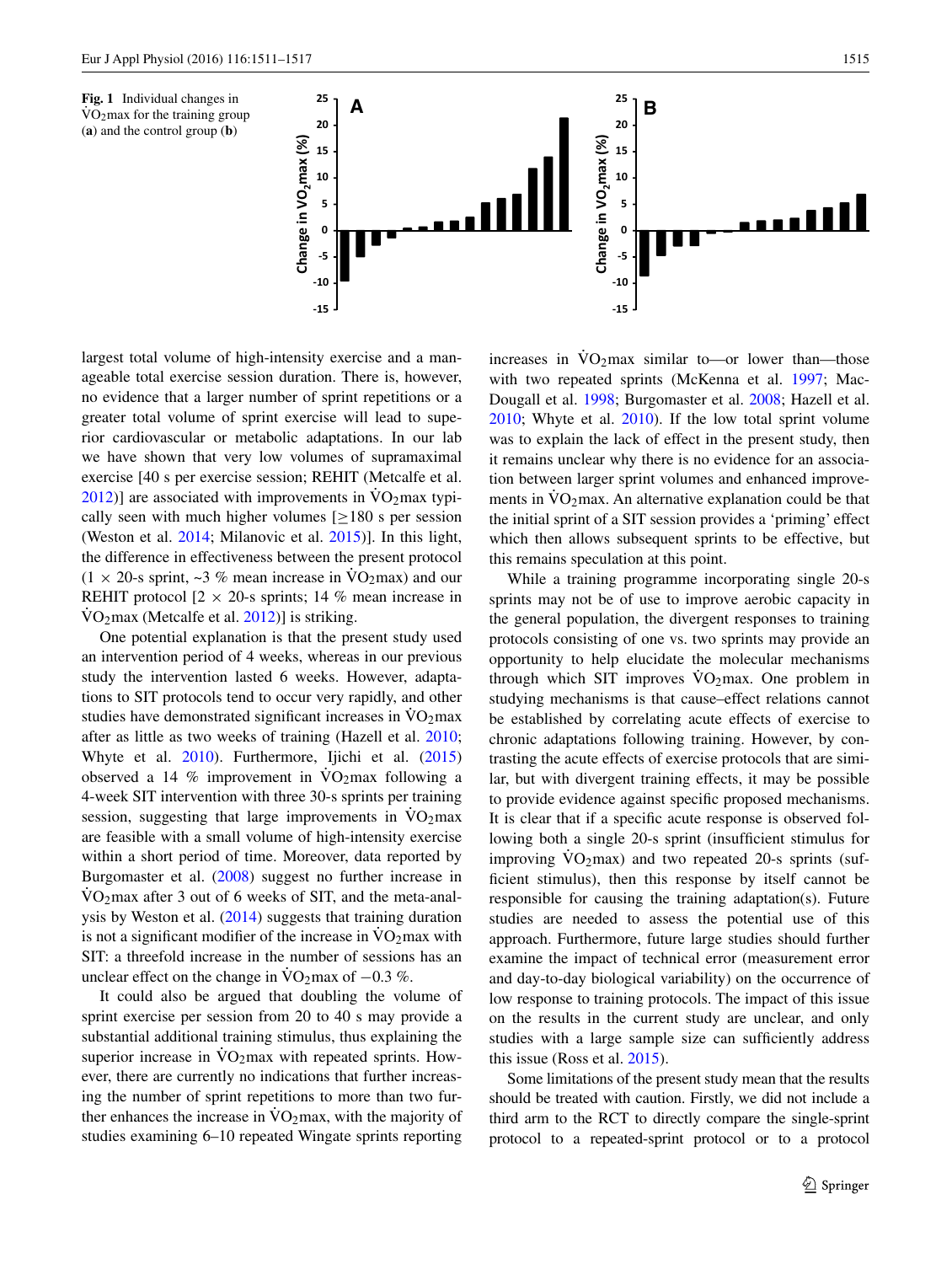**Fig. 1** Individual changes in $\dot{V}O_2max$ for the training group (**a**) and the control group (**b**)

largest total volume of high-intensity exercise and a manageable total exercise session duration. There is, however, no evidence that a larger number of sprint repetitions or a greater total volume of sprint exercise will lead to superior cardiovascular or metabolic adaptations. In our lab we have shown that very low volumes of supramaximal exercise [40 s per exercise session; REHIT (Metcalfe et al. 2012)] are associated with improvements in $\dot{V}O_2max$ typically seen with much higher volumes [≥180 s per session (Weston et al. 2014; Milanovic et al. 2015)]. In this light, the difference in effectiveness between the present protocol (1 × 20-s sprint, ~3 % mean increase in $\dot{V}O_2max$) and our REHIT protocol [2 × 20-s sprints; 14 % mean increase in $\dot{V}O_2max$ (Metcalfe et al. 2012)] is striking.

One potential explanation is that the present study used an intervention period of 4 weeks, whereas in our previous study the intervention lasted 6 weeks. However, adaptations to SIT protocols tend to occur very rapidly, and other studies have demonstrated significant increases in $\dot{V}O_2max$ after as little as two weeks of training (Hazell et al. 2010; Whyte et al. 2010). Furthermore, Ijichi et al. (2015) observed a 14 % improvement in $\dot{V}O_2max$ following a 4-week SIT intervention with three 30-s sprints per training session, suggesting that large improvements in $\dot{V}O_2max$ are feasible with a small volume of high-intensity exercise within a short period of time. Moreover, data reported by Burgomaster et al. (2008) suggest no further increase in $\dot{V}O_2max$ after 3 out of 6 weeks of SIT, and the meta-analysis by Weston et al. (2014) suggests that training duration is not a significant modifier of the increase in $\dot{V}O_2max$ with SIT: a threefold increase in the number of sessions has an unclear effect on the change in $\dot{V}O_2max$ of −0.3 %.

It could also be argued that doubling the volume of sprint exercise per session from 20 to 40 s may provide a substantial additional training stimulus, thus explaining the superior increase in $\dot{V}O_2max$ with repeated sprints. However, there are currently no indications that further increasing the number of sprint repetitions to more than two further enhances the increase in $\dot{V}O_2max$, with the majority of studies examining 6–10 repeated Wingate sprints reporting increases in $\dot{V}O_2max$ similar to—or lower than—those with two repeated sprints (McKenna et al. 1997; MacDougall et al. 1998; Burgomaster et al. 2008; Hazell et al. 2010; Whyte et al. 2010). If the low total sprint volume was to explain the lack of effect in the present study, then it remains unclear why there is no evidence for an association between larger sprint volumes and enhanced improvements in $\dot{V}O_2max$. An alternative explanation could be that the initial sprint of a SIT session provides a 'priming' effect which then allows subsequent sprints to be effective, but this remains speculation at this point.

While a training programme incorporating single 20-s sprints may not be of use to improve aerobic capacity in the general population, the divergent responses to training protocols consisting of one vs. two sprints may provide an opportunity to help elucidate the molecular mechanisms through which SIT improves $\dot{V}O_2max$. One problem in studying mechanisms is that cause–effect relations cannot be established by correlating acute effects of exercise to chronic adaptations following training. However, by contrasting the acute effects of exercise protocols that are similar, but with divergent training effects, it may be possible to provide evidence against specific proposed mechanisms. It is clear that if a specific acute response is observed following both a single 20-s sprint (insufficient stimulus for improving $\dot{V}O_2max$) and two repeated 20-s sprints (sufficient stimulus), then this response by itself cannot be responsible for causing the training adaptation(s). Future studies are needed to assess the potential use of this approach. Furthermore, future large studies should further examine the impact of technical error (measurement error and day-to-day biological variability) on the occurrence of low response to training protocols. The impact of this issue on the results in the current study are unclear, and only studies with a large sample size can sufficiently address this issue (Ross et al. 2015).

Some limitations of the present study mean that the results should be treated with caution. Firstly, we did not include a third arm to the RCT to directly compare the single-sprint protocol to a repeated-sprint protocol or to a protocol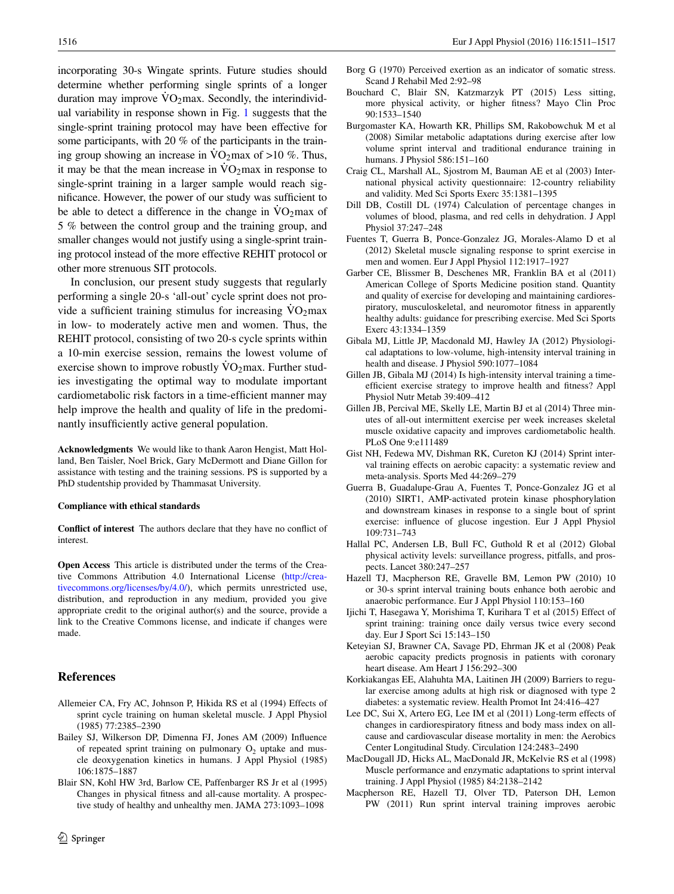incorporating 30-s Wingate sprints. Future studies should determine whether performing single sprints of a longer duration may improve $\dot{V}O_2$max. Secondly, the interindividual variability in response shown in Fig. 1 suggests that the single-sprint training protocol may have been effective for some participants, with 20 % of the participants in the training group showing an increase in $\dot{V}O_2$max of >10 %. Thus, it may be that the mean increase in $\dot{V}O_2$max in response to single-sprint training in a larger sample would reach significance. However, the power of our study was sufficient to be able to detect a difference in the change in $\dot{V}O_2$max of 5 % between the control group and the training group, and smaller changes would not justify using a single-sprint training protocol instead of the more effective REHIT protocol or other more strenuous SIT protocols.

In conclusion, our present study suggests that regularly performing a single 20-s 'all-out' cycle sprint does not provide a sufficient training stimulus for increasing $\dot{V}O_2$max in low- to moderately active men and women. Thus, the REHIT protocol, consisting of two 20-s cycle sprints within a 10-min exercise session, remains the lowest volume of exercise shown to improve robustly $\dot{V}O_2$max. Further studies investigating the optimal way to modulate important cardiometabolic risk factors in a time-efficient manner may help improve the health and quality of life in the predominantly insufficiently active general population.

**Acknowledgments** We would like to thank Aaron Hengist, Matt Holland, Ben Taisler, Noel Brick, Gary McDermott and Diane Gillon for assistance with testing and the training sessions. PS is supported by a PhD studentship provided by Thammasat University.

**Compliance with ethical standards**

**Conflict of interest** The authors declare that they have no conflict of interest.

**Open Access** This article is distributed under the terms of the Creative Commons Attribution 4.0 International License (http://creativecommons.org/licenses/by/4.0/), which permits unrestricted use, distribution, and reproduction in any medium, provided you give appropriate credit to the original author(s) and the source, provide a link to the Creative Commons license, and indicate if changes were made.

## References

Allemeier CA, Fry AC, Johnson P, Hikida RS et al (1994) Effects of sprint cycle training on human skeletal muscle. J Appl Physiol (1985) 77:2385–2390

Bailey SJ, Wilkerson DP, Dimenna FJ, Jones AM (2009) Influence of repeated sprint training on pulmonary $O_2$ uptake and muscle deoxygenation kinetics in humans. J Appl Physiol (1985) 106:1875–1887

Blair SN, Kohl HW 3rd, Barlow CE, Paffenbarger RS Jr et al (1995) Changes in physical fitness and all-cause mortality. A prospective study of healthy and unhealthy men. JAMA 273:1093–1098

Borg G (1970) Perceived exertion as an indicator of somatic stress. Scand J Rehabil Med 2:92–98

Bouchard C, Blair SN, Katzmarzyk PT (2015) Less sitting, more physical activity, or higher fitness? Mayo Clin Proc 90:1533–1540

Burgomaster KA, Howarth KR, Phillips SM, Rakobowchuk M et al (2008) Similar metabolic adaptations during exercise after low volume sprint interval and traditional endurance training in humans. J Physiol 586:151–160

Craig CL, Marshall AL, Sjostrom M, Bauman AE et al (2003) International physical activity questionnaire: 12-country reliability and validity. Med Sci Sports Exerc 35:1381–1395

Dill DB, Costill DL (1974) Calculation of percentage changes in volumes of blood, plasma, and red cells in dehydration. J Appl Physiol 37:247–248

Fuentes T, Guerra B, Ponce-Gonzalez JG, Morales-Alamo D et al (2012) Skeletal muscle signaling response to sprint exercise in men and women. Eur J Appl Physiol 112:1917–1927

Garber CE, Blissmer B, Deschenes MR, Franklin BA et al (2011) American College of Sports Medicine position stand. Quantity and quality of exercise for developing and maintaining cardiorespiratory, musculoskeletal, and neuromotor fitness in apparently healthy adults: guidance for prescribing exercise. Med Sci Sports Exerc 43:1334–1359

Gibala MJ, Little JP, Macdonald MJ, Hawley JA (2012) Physiological adaptations to low-volume, high-intensity interval training in health and disease. J Physiol 590:1077–1084

Gillen JB, Gibala MJ (2014) Is high-intensity interval training a time-efficient exercise strategy to improve health and fitness? Appl Physiol Nutr Metab 39:409–412

Gillen JB, Percival ME, Skelly LE, Martin BJ et al (2014) Three minutes of all-out intermittent exercise per week increases skeletal muscle oxidative capacity and improves cardiometabolic health. PLoS One 9:e111489

Gist NH, Fedewa MV, Dishman RK, Cureton KJ (2014) Sprint interval training effects on aerobic capacity: a systematic review and meta-analysis. Sports Med 44:269–279

Guerra B, Guadalupe-Grau A, Fuentes T, Ponce-Gonzalez JG et al (2010) SIRT1, AMP-activated protein kinase phosphorylation and downstream kinases in response to a single bout of sprint exercise: influence of glucose ingestion. Eur J Appl Physiol 109:731–743

Hallal PC, Andersen LB, Bull FC, Guthold R et al (2012) Global physical activity levels: surveillance progress, pitfalls, and prospects. Lancet 380:247–257

Hazell TJ, Macpherson RE, Gravelle BM, Lemon PW (2010) 10 or 30-s sprint interval training bouts enhance both aerobic and anaerobic performance. Eur J Appl Physiol 110:153–160

Ijichi T, Hasegawa Y, Morishima T, Kurihara T et al (2015) Effect of sprint training: training once daily versus twice every second day. Eur J Sport Sci 15:143–150

Keteyian SJ, Brawner CA, Savage PD, Ehrman JK et al (2008) Peak aerobic capacity predicts prognosis in patients with coronary heart disease. Am Heart J 156:292–300

Korkiakangas EE, Alahuhta MA, Laitinen JH (2009) Barriers to regular exercise among adults at high risk or diagnosed with type 2 diabetes: a systematic review. Health Promot Int 24:416–427

Lee DC, Sui X, Artero EG, Lee IM et al (2011) Long-term effects of changes in cardiorespiratory fitness and body mass index on all-cause and cardiovascular disease mortality in men: the Aerobics Center Longitudinal Study. Circulation 124:2483–2490

MacDougall JD, Hicks AL, MacDonald JR, McKelvie RS et al (1998) Muscle performance and enzymatic adaptations to sprint interval training. J Appl Physiol (1985) 84:2138–2142

Macpherson RE, Hazell TJ, Olver TD, Paterson DH, Lemon PW (2011) Run sprint interval training improves aerobic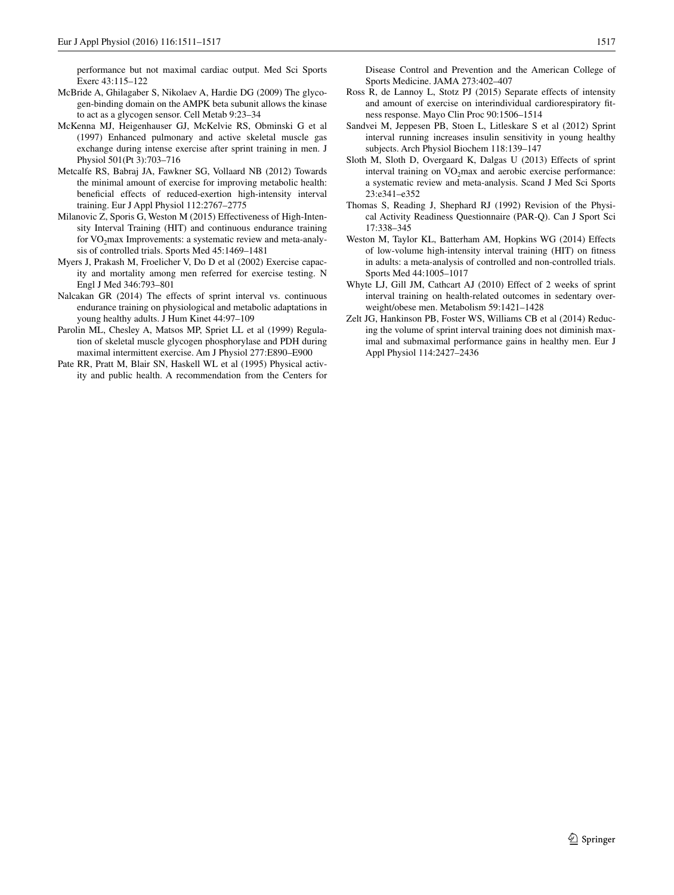performance but not maximal cardiac output. Med Sci Sports Exerc 43:115–122

McBride A, Ghilagaber S, Nikolaev A, Hardie DG (2009) The glycogen-binding domain on the AMPK beta subunit allows the kinase to act as a glycogen sensor. Cell Metab 9:23–34

McKenna MJ, Heigenhauser GJ, McKelvie RS, Obminski G et al (1997) Enhanced pulmonary and active skeletal muscle gas exchange during intense exercise after sprint training in men. J Physiol 501(Pt 3):703–716

Metcalfe RS, Babraj JA, Fawkner SG, Vollaard NB (2012) Towards the minimal amount of exercise for improving metabolic health: beneficial effects of reduced-exertion high-intensity interval training. Eur J Appl Physiol 112:2767–2775

Milanovic Z, Sporis G, Weston M (2015) Effectiveness of High-Intensity Interval Training (HIT) and continuous endurance training for $VO_2$max Improvements: a systematic review and meta-analysis of controlled trials. Sports Med 45:1469–1481

Myers J, Prakash M, Froelicher V, Do D et al (2002) Exercise capacity and mortality among men referred for exercise testing. N Engl J Med 346:793–801

Nalcakan GR (2014) The effects of sprint interval vs. continuous endurance training on physiological and metabolic adaptations in young healthy adults. J Hum Kinet 44:97–109

Parolin ML, Chesley A, Matsos MP, Spriet LL et al (1999) Regulation of skeletal muscle glycogen phosphorylase and PDH during maximal intermittent exercise. Am J Physiol 277:E890–E900

Pate RR, Pratt M, Blair SN, Haskell WL et al (1995) Physical activity and public health. A recommendation from the Centers for Disease Control and Prevention and the American College of Sports Medicine. JAMA 273:402–407

Ross R, de Lannoy L, Stotz PJ (2015) Separate effects of intensity and amount of exercise on interindividual cardiorespiratory fitness response. Mayo Clin Proc 90:1506–1514

Sandvei M, Jeppesen PB, Stoen L, Litleskare S et al (2012) Sprint interval running increases insulin sensitivity in young healthy subjects. Arch Physiol Biochem 118:139–147

Sloth M, Sloth D, Overgaard K, Dalgas U (2013) Effects of sprint interval training on $VO_2$max and aerobic exercise performance: a systematic review and meta-analysis. Scand J Med Sci Sports 23:e341–e352

Thomas S, Reading J, Shephard RJ (1992) Revision of the Physical Activity Readiness Questionnaire (PAR-Q). Can J Sport Sci 17:338–345

Weston M, Taylor KL, Batterham AM, Hopkins WG (2014) Effects of low-volume high-intensity interval training (HIT) on fitness in adults: a meta-analysis of controlled and non-controlled trials. Sports Med 44:1005–1017

Whyte LJ, Gill JM, Cathcart AJ (2010) Effect of 2 weeks of sprint interval training on health-related outcomes in sedentary overweight/obese men. Metabolism 59:1421–1428

Zelt JG, Hankinson PB, Foster WS, Williams CB et al (2014) Reducing the volume of sprint interval training does not diminish maximal and submaximal performance gains in healthy men. Eur J Appl Physiol 114:2427–2436